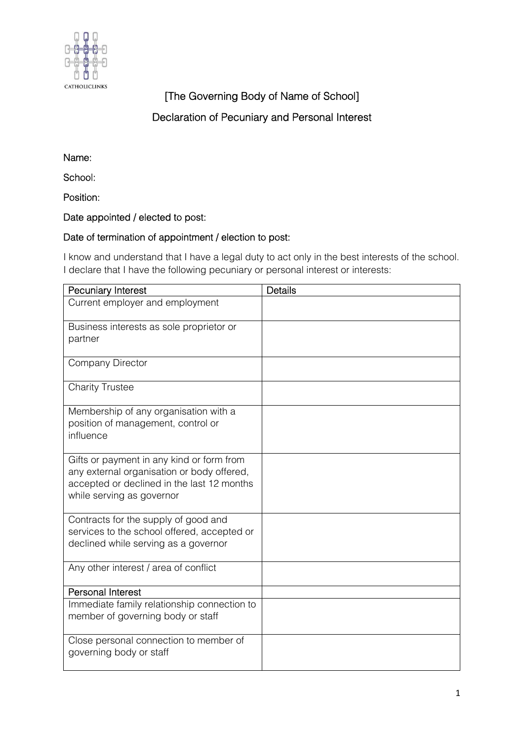CATHOLICLINKS

# [The Governing Body of Name of School]

## Declaration of Pecuniary and Personal Interest

Name:

School:

Position:

Date appointed / elected to post:

Date of termination of appointment / election to post:

I know and understand that I have a legal duty to act only in the best interests of the school. I declare that I have the following pecuniary or personal interest or interests:

| Pecuniary Interest | Details |
|---|---|
| Current employer and employment | |
| Business interests as sole proprietor or partner | |
| Company Director | |
| Charity Trustee | |
| Membership of any organisation with a position of management, control or influence | |
| Gifts or payment in any kind or form from any external organisation or body offered, accepted or declined in the last 12 months while serving as governor | |
| Contracts for the supply of good and services to the school offered, accepted or declined while serving as a governor | |
| Any other interest / area of conflict | |
| **Personal Interest** | |
| Immediate family relationship connection to member of governing body or staff | |
| Close personal connection to member of governing body or staff | |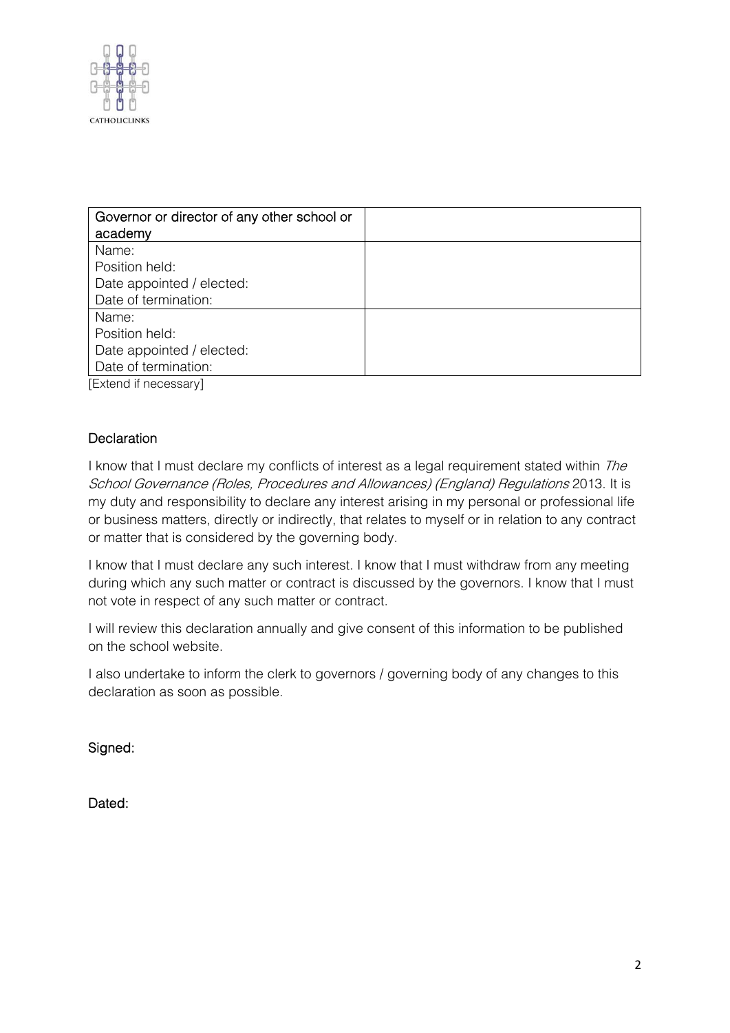| Governor or director of any other school or academy | |
|---|---|
| Name:<br>Position held:<br>Date appointed / elected:<br>Date of termination: | |
| Name:<br>Position held:<br>Date appointed / elected:<br>Date of termination: | |

[Extend if necessary]

## Declaration

I know that I must declare my conflicts of interest as a legal requirement stated within *The School Governance (Roles, Procedures and Allowances) (England) Regulations* 2013. It is my duty and responsibility to declare any interest arising in my personal or professional life or business matters, directly or indirectly, that relates to myself or in relation to any contract or matter that is considered by the governing body.

I know that I must declare any such interest. I know that I must withdraw from any meeting during which any such matter or contract is discussed by the governors. I know that I must not vote in respect of any such matter or contract.

I will review this declaration annually and give consent of this information to be published on the school website.

I also undertake to inform the clerk to governors / governing body of any changes to this declaration as soon as possible.

Signed:

Dated: